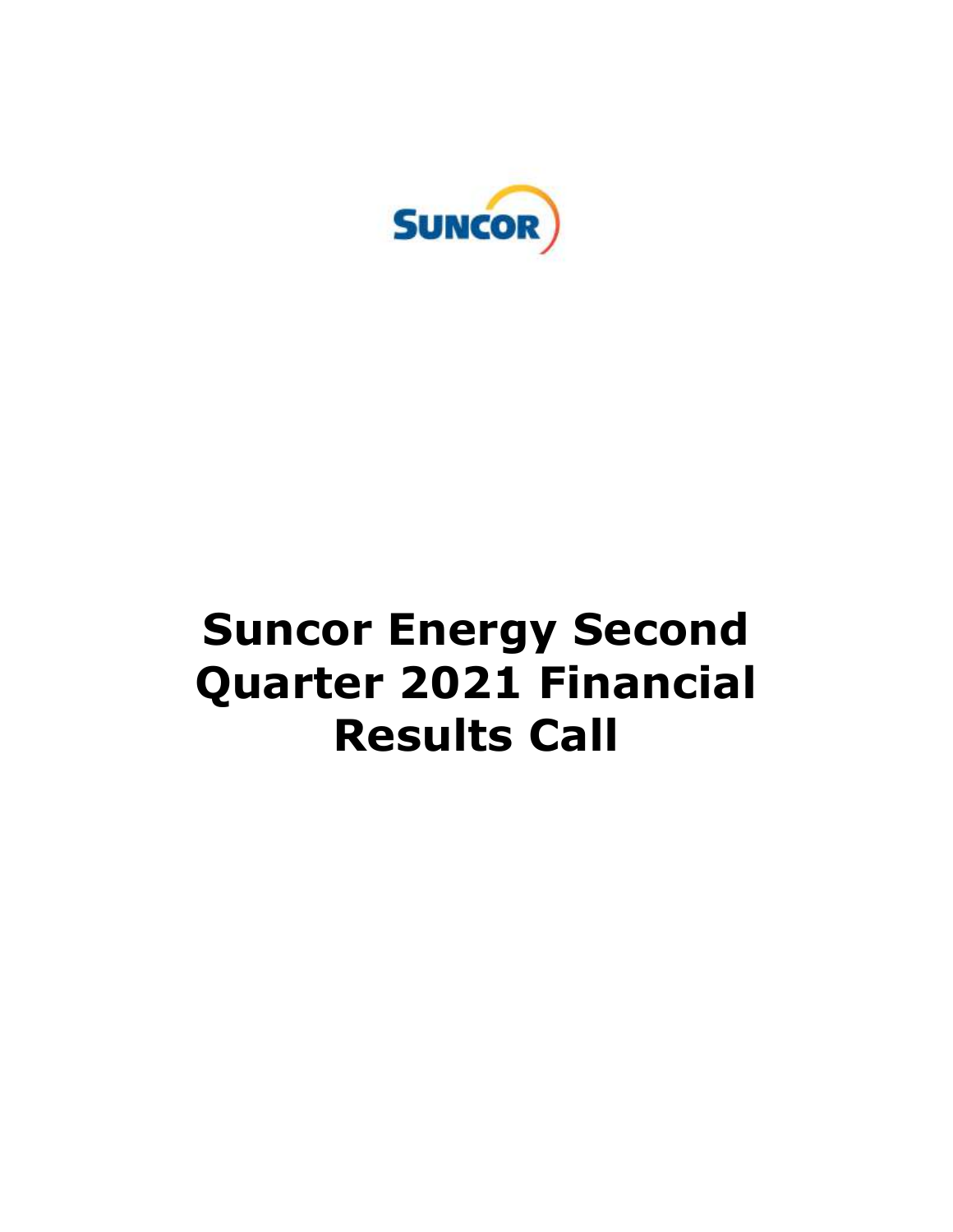SUNCOR

# Suncor Energy Second Quarter 2021 Financial Results Call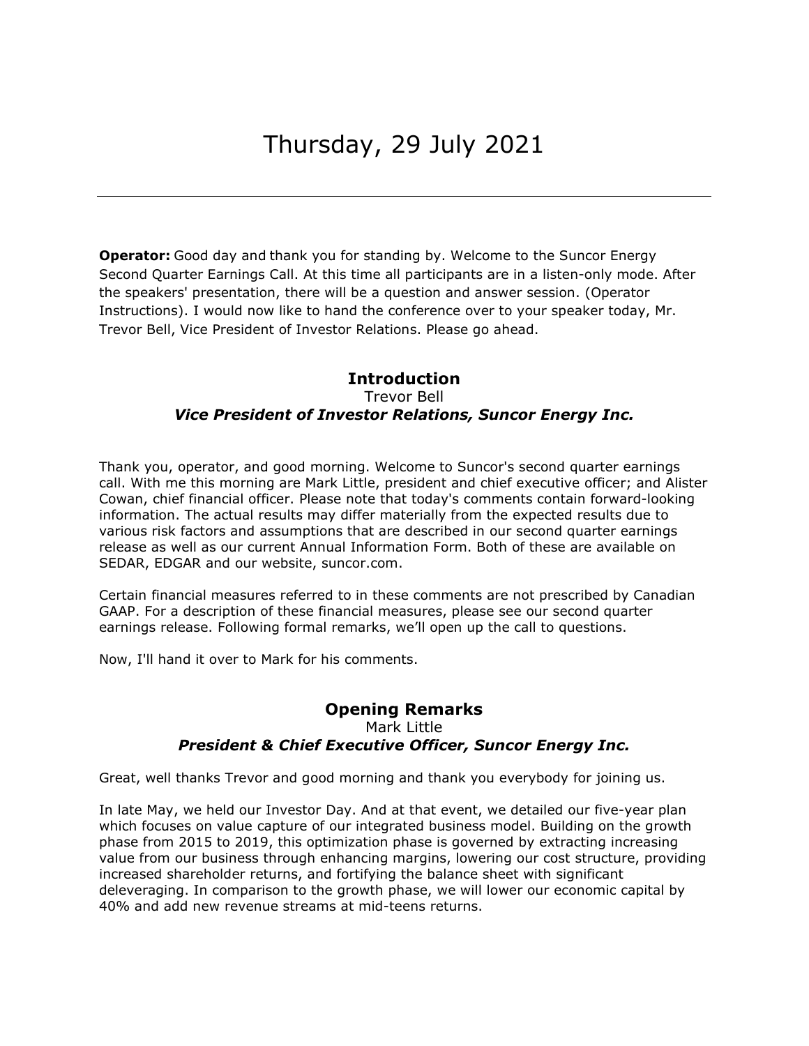# Thursday, 29 July 2021

---

**Operator:** Good day and thank you for standing by. Welcome to the Suncor Energy Second Quarter Earnings Call. At this time all participants are in a listen-only mode. After the speakers' presentation, there will be a question and answer session. (Operator Instructions). I would now like to hand the conference over to your speaker today, Mr. Trevor Bell, Vice President of Investor Relations. Please go ahead.

## Introduction

Trevor Bell

***Vice President of Investor Relations, Suncor Energy Inc.***

Thank you, operator, and good morning. Welcome to Suncor's second quarter earnings call. With me this morning are Mark Little, president and chief executive officer; and Alister Cowan, chief financial officer. Please note that today's comments contain forward-looking information. The actual results may differ materially from the expected results due to various risk factors and assumptions that are described in our second quarter earnings release as well as our current Annual Information Form. Both of these are available on SEDAR, EDGAR and our website, suncor.com.

Certain financial measures referred to in these comments are not prescribed by Canadian GAAP. For a description of these financial measures, please see our second quarter earnings release. Following formal remarks, we'll open up the call to questions.

Now, I'll hand it over to Mark for his comments.

## Opening Remarks

Mark Little

***President & Chief Executive Officer, Suncor Energy Inc.***

Great, well thanks Trevor and good morning and thank you everybody for joining us.

In late May, we held our Investor Day. And at that event, we detailed our five-year plan which focuses on value capture of our integrated business model. Building on the growth phase from 2015 to 2019, this optimization phase is governed by extracting increasing value from our business through enhancing margins, lowering our cost structure, providing increased shareholder returns, and fortifying the balance sheet with significant deleveraging. In comparison to the growth phase, we will lower our economic capital by 40% and add new revenue streams at mid-teens returns.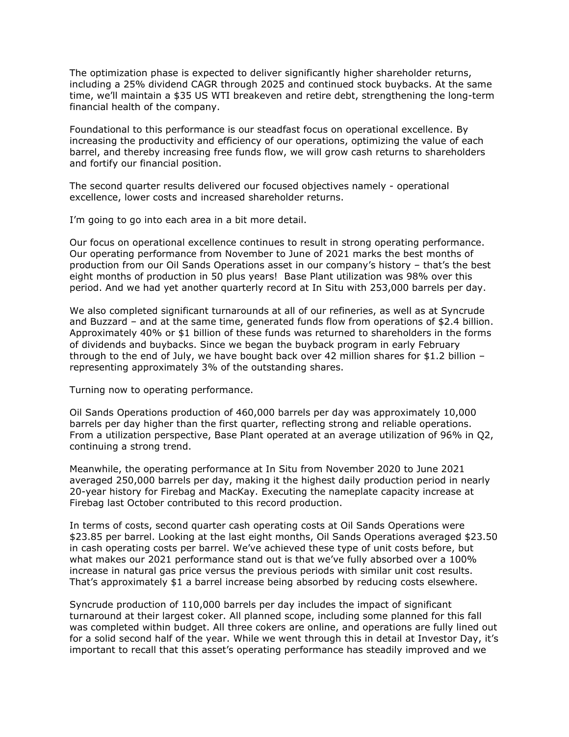The optimization phase is expected to deliver significantly higher shareholder returns, including a 25% dividend CAGR through 2025 and continued stock buybacks. At the same time, we'll maintain a $35 US WTI breakeven and retire debt, strengthening the long-term financial health of the company.

Foundational to this performance is our steadfast focus on operational excellence. By increasing the productivity and efficiency of our operations, optimizing the value of each barrel, and thereby increasing free funds flow, we will grow cash returns to shareholders and fortify our financial position.

The second quarter results delivered our focused objectives namely - operational excellence, lower costs and increased shareholder returns.

I'm going to go into each area in a bit more detail.

Our focus on operational excellence continues to result in strong operating performance. Our operating performance from November to June of 2021 marks the best months of production from our Oil Sands Operations asset in our company's history – that's the best eight months of production in 50 plus years! Base Plant utilization was 98% over this period. And we had yet another quarterly record at In Situ with 253,000 barrels per day.

We also completed significant turnarounds at all of our refineries, as well as at Syncrude and Buzzard – and at the same time, generated funds flow from operations of $2.4 billion. Approximately 40% or $1 billion of these funds was returned to shareholders in the forms of dividends and buybacks. Since we began the buyback program in early February through to the end of July, we have bought back over 42 million shares for $1.2 billion – representing approximately 3% of the outstanding shares.

Turning now to operating performance.

Oil Sands Operations production of 460,000 barrels per day was approximately 10,000 barrels per day higher than the first quarter, reflecting strong and reliable operations. From a utilization perspective, Base Plant operated at an average utilization of 96% in Q2, continuing a strong trend.

Meanwhile, the operating performance at In Situ from November 2020 to June 2021 averaged 250,000 barrels per day, making it the highest daily production period in nearly 20-year history for Firebag and MacKay. Executing the nameplate capacity increase at Firebag last October contributed to this record production.

In terms of costs, second quarter cash operating costs at Oil Sands Operations were $23.85 per barrel. Looking at the last eight months, Oil Sands Operations averaged $23.50 in cash operating costs per barrel. We've achieved these type of unit costs before, but what makes our 2021 performance stand out is that we've fully absorbed over a 100% increase in natural gas price versus the previous periods with similar unit cost results. That's approximately $1 a barrel increase being absorbed by reducing costs elsewhere.

Syncrude production of 110,000 barrels per day includes the impact of significant turnaround at their largest coker. All planned scope, including some planned for this fall was completed within budget. All three cokers are online, and operations are fully lined out for a solid second half of the year. While we went through this in detail at Investor Day, it's important to recall that this asset's operating performance has steadily improved and we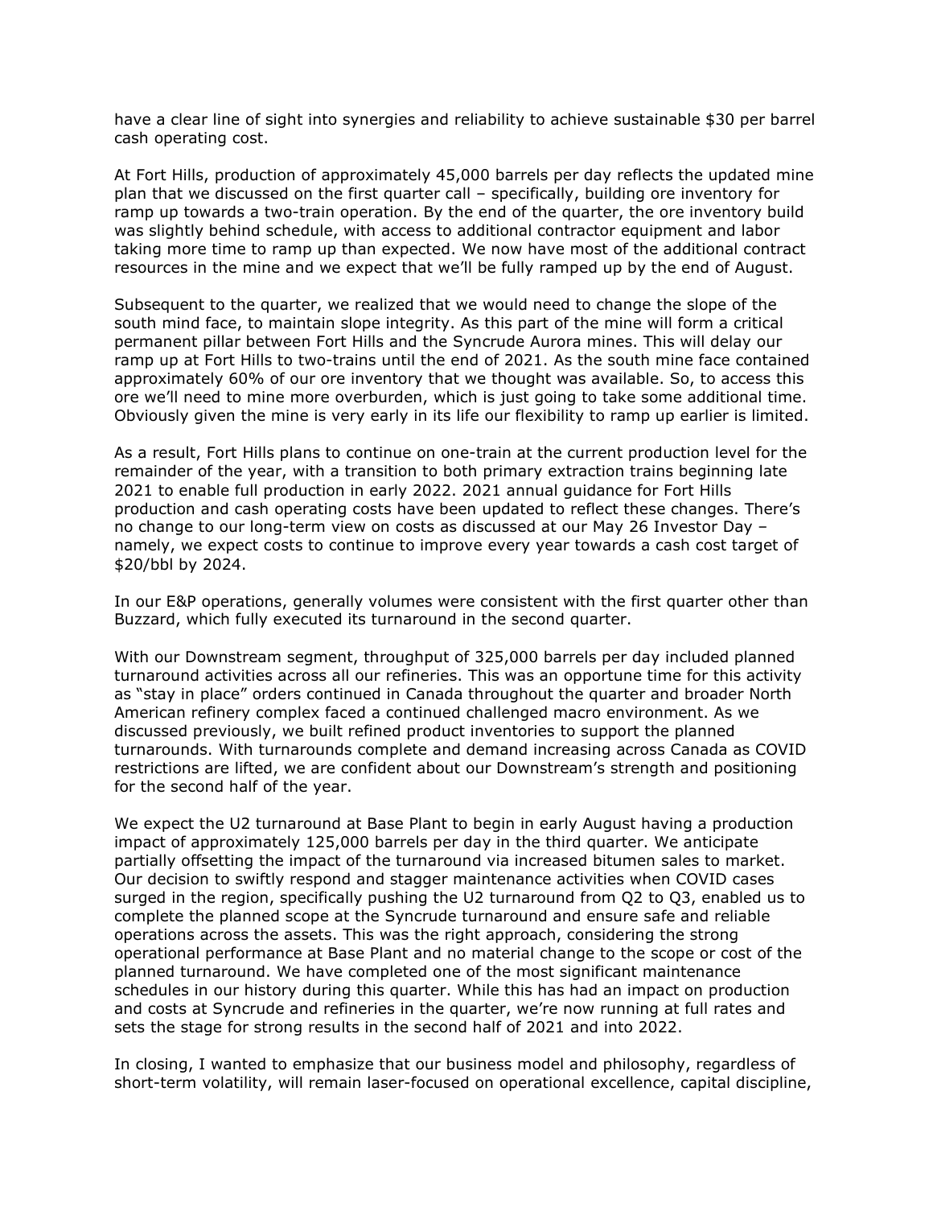have a clear line of sight into synergies and reliability to achieve sustainable $30 per barrel cash operating cost.

At Fort Hills, production of approximately 45,000 barrels per day reflects the updated mine plan that we discussed on the first quarter call – specifically, building ore inventory for ramp up towards a two-train operation. By the end of the quarter, the ore inventory build was slightly behind schedule, with access to additional contractor equipment and labor taking more time to ramp up than expected. We now have most of the additional contract resources in the mine and we expect that we'll be fully ramped up by the end of August.

Subsequent to the quarter, we realized that we would need to change the slope of the south mind face, to maintain slope integrity. As this part of the mine will form a critical permanent pillar between Fort Hills and the Syncrude Aurora mines. This will delay our ramp up at Fort Hills to two-trains until the end of 2021. As the south mine face contained approximately 60% of our ore inventory that we thought was available. So, to access this ore we'll need to mine more overburden, which is just going to take some additional time. Obviously given the mine is very early in its life our flexibility to ramp up earlier is limited.

As a result, Fort Hills plans to continue on one-train at the current production level for the remainder of the year, with a transition to both primary extraction trains beginning late 2021 to enable full production in early 2022. 2021 annual guidance for Fort Hills production and cash operating costs have been updated to reflect these changes. There's no change to our long-term view on costs as discussed at our May 26 Investor Day – namely, we expect costs to continue to improve every year towards a cash cost target of $20/bbl by 2024.

In our E&P operations, generally volumes were consistent with the first quarter other than Buzzard, which fully executed its turnaround in the second quarter.

With our Downstream segment, throughput of 325,000 barrels per day included planned turnaround activities across all our refineries. This was an opportune time for this activity as "stay in place" orders continued in Canada throughout the quarter and broader North American refinery complex faced a continued challenged macro environment. As we discussed previously, we built refined product inventories to support the planned turnarounds. With turnarounds complete and demand increasing across Canada as COVID restrictions are lifted, we are confident about our Downstream's strength and positioning for the second half of the year.

We expect the U2 turnaround at Base Plant to begin in early August having a production impact of approximately 125,000 barrels per day in the third quarter. We anticipate partially offsetting the impact of the turnaround via increased bitumen sales to market. Our decision to swiftly respond and stagger maintenance activities when COVID cases surged in the region, specifically pushing the U2 turnaround from Q2 to Q3, enabled us to complete the planned scope at the Syncrude turnaround and ensure safe and reliable operations across the assets. This was the right approach, considering the strong operational performance at Base Plant and no material change to the scope or cost of the planned turnaround. We have completed one of the most significant maintenance schedules in our history during this quarter. While this has had an impact on production and costs at Syncrude and refineries in the quarter, we're now running at full rates and sets the stage for strong results in the second half of 2021 and into 2022.

In closing, I wanted to emphasize that our business model and philosophy, regardless of short-term volatility, will remain laser-focused on operational excellence, capital discipline,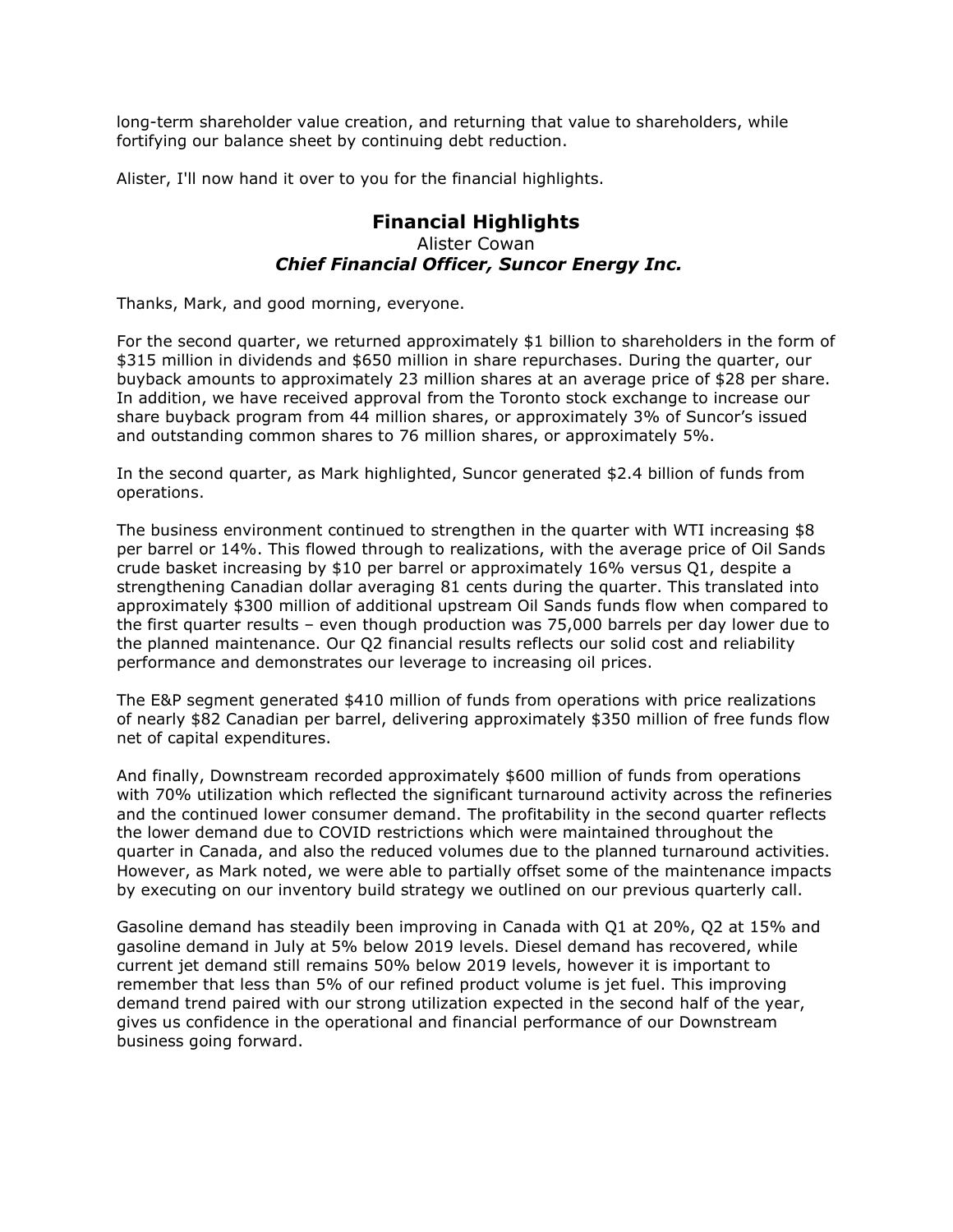long-term shareholder value creation, and returning that value to shareholders, while fortifying our balance sheet by continuing debt reduction.

Alister, I'll now hand it over to you for the financial highlights.

## Financial Highlights

Alister Cowan
***Chief Financial Officer, Suncor Energy Inc.***

Thanks, Mark, and good morning, everyone.

For the second quarter, we returned approximately $1 billion to shareholders in the form of $315 million in dividends and $650 million in share repurchases. During the quarter, our buyback amounts to approximately 23 million shares at an average price of $28 per share. In addition, we have received approval from the Toronto stock exchange to increase our share buyback program from 44 million shares, or approximately 3% of Suncor's issued and outstanding common shares to 76 million shares, or approximately 5%.

In the second quarter, as Mark highlighted, Suncor generated $2.4 billion of funds from operations.

The business environment continued to strengthen in the quarter with WTI increasing $8 per barrel or 14%. This flowed through to realizations, with the average price of Oil Sands crude basket increasing by $10 per barrel or approximately 16% versus Q1, despite a strengthening Canadian dollar averaging 81 cents during the quarter. This translated into approximately $300 million of additional upstream Oil Sands funds flow when compared to the first quarter results – even though production was 75,000 barrels per day lower due to the planned maintenance. Our Q2 financial results reflects our solid cost and reliability performance and demonstrates our leverage to increasing oil prices.

The E&P segment generated $410 million of funds from operations with price realizations of nearly $82 Canadian per barrel, delivering approximately $350 million of free funds flow net of capital expenditures.

And finally, Downstream recorded approximately $600 million of funds from operations with 70% utilization which reflected the significant turnaround activity across the refineries and the continued lower consumer demand. The profitability in the second quarter reflects the lower demand due to COVID restrictions which were maintained throughout the quarter in Canada, and also the reduced volumes due to the planned turnaround activities. However, as Mark noted, we were able to partially offset some of the maintenance impacts by executing on our inventory build strategy we outlined on our previous quarterly call.

Gasoline demand has steadily been improving in Canada with Q1 at 20%, Q2 at 15% and gasoline demand in July at 5% below 2019 levels. Diesel demand has recovered, while current jet demand still remains 50% below 2019 levels, however it is important to remember that less than 5% of our refined product volume is jet fuel. This improving demand trend paired with our strong utilization expected in the second half of the year, gives us confidence in the operational and financial performance of our Downstream business going forward.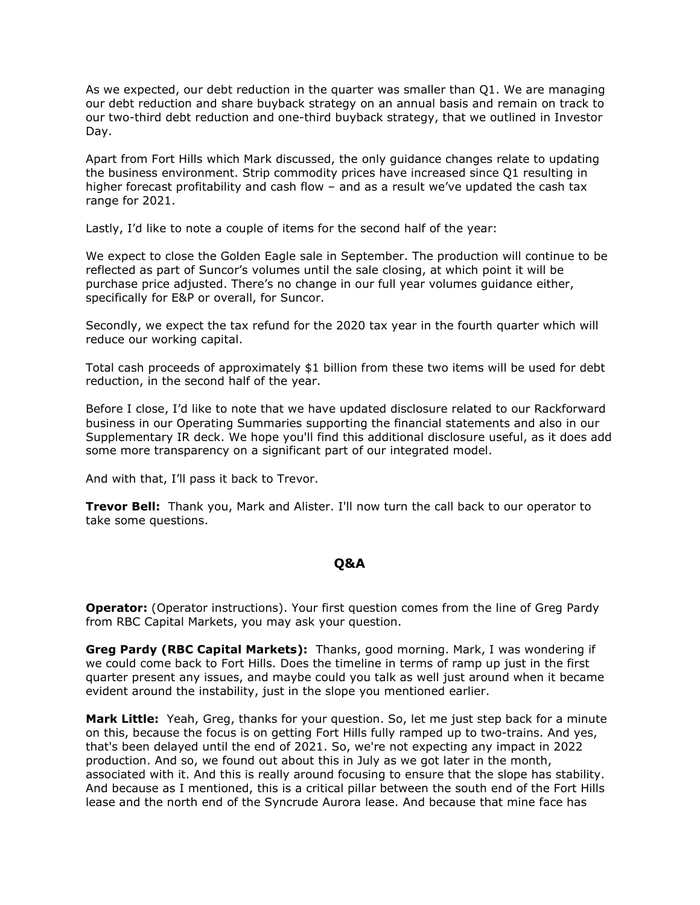As we expected, our debt reduction in the quarter was smaller than Q1. We are managing our debt reduction and share buyback strategy on an annual basis and remain on track to our two-third debt reduction and one-third buyback strategy, that we outlined in Investor Day.

Apart from Fort Hills which Mark discussed, the only guidance changes relate to updating the business environment. Strip commodity prices have increased since Q1 resulting in higher forecast profitability and cash flow – and as a result we've updated the cash tax range for 2021.

Lastly, I'd like to note a couple of items for the second half of the year:

We expect to close the Golden Eagle sale in September. The production will continue to be reflected as part of Suncor's volumes until the sale closing, at which point it will be purchase price adjusted. There's no change in our full year volumes guidance either, specifically for E&P or overall, for Suncor.

Secondly, we expect the tax refund for the 2020 tax year in the fourth quarter which will reduce our working capital.

Total cash proceeds of approximately $1 billion from these two items will be used for debt reduction, in the second half of the year.

Before I close, I'd like to note that we have updated disclosure related to our Rackforward business in our Operating Summaries supporting the financial statements and also in our Supplementary IR deck. We hope you'll find this additional disclosure useful, as it does add some more transparency on a significant part of our integrated model.

And with that, I'll pass it back to Trevor.

**Trevor Bell:** Thank you, Mark and Alister. I'll now turn the call back to our operator to take some questions.

## Q&A

**Operator:** (Operator instructions). Your first question comes from the line of Greg Pardy from RBC Capital Markets, you may ask your question.

**Greg Pardy (RBC Capital Markets):** Thanks, good morning. Mark, I was wondering if we could come back to Fort Hills. Does the timeline in terms of ramp up just in the first quarter present any issues, and maybe could you talk as well just around when it became evident around the instability, just in the slope you mentioned earlier.

**Mark Little:** Yeah, Greg, thanks for your question. So, let me just step back for a minute on this, because the focus is on getting Fort Hills fully ramped up to two-trains. And yes, that's been delayed until the end of 2021. So, we're not expecting any impact in 2022 production. And so, we found out about this in July as we got later in the month, associated with it. And this is really around focusing to ensure that the slope has stability. And because as I mentioned, this is a critical pillar between the south end of the Fort Hills lease and the north end of the Syncrude Aurora lease. And because that mine face has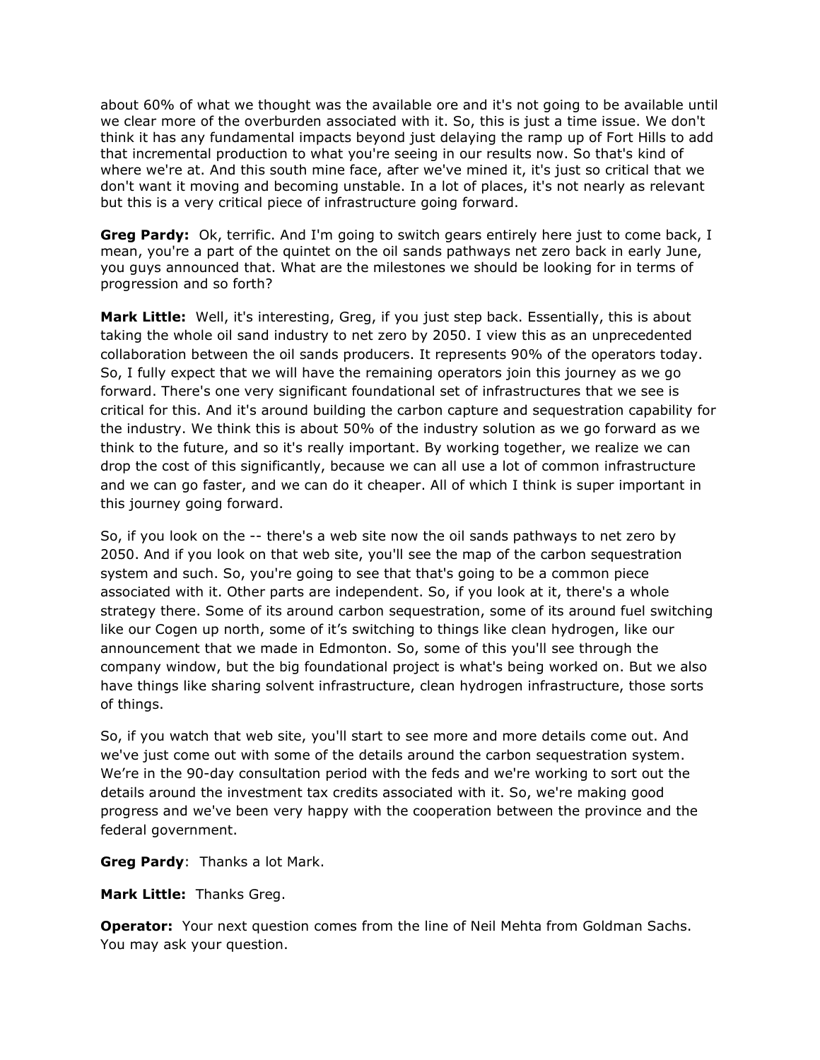about 60% of what we thought was the available ore and it's not going to be available until we clear more of the overburden associated with it. So, this is just a time issue. We don't think it has any fundamental impacts beyond just delaying the ramp up of Fort Hills to add that incremental production to what you're seeing in our results now. So that's kind of where we're at. And this south mine face, after we've mined it, it's just so critical that we don't want it moving and becoming unstable. In a lot of places, it's not nearly as relevant but this is a very critical piece of infrastructure going forward.

**Greg Pardy:** Ok, terrific. And I'm going to switch gears entirely here just to come back, I mean, you're a part of the quintet on the oil sands pathways net zero back in early June, you guys announced that. What are the milestones we should be looking for in terms of progression and so forth?

**Mark Little:** Well, it's interesting, Greg, if you just step back. Essentially, this is about taking the whole oil sand industry to net zero by 2050. I view this as an unprecedented collaboration between the oil sands producers. It represents 90% of the operators today. So, I fully expect that we will have the remaining operators join this journey as we go forward. There's one very significant foundational set of infrastructures that we see is critical for this. And it's around building the carbon capture and sequestration capability for the industry. We think this is about 50% of the industry solution as we go forward as we think to the future, and so it's really important. By working together, we realize we can drop the cost of this significantly, because we can all use a lot of common infrastructure and we can go faster, and we can do it cheaper. All of which I think is super important in this journey going forward.

So, if you look on the -- there's a web site now the oil sands pathways to net zero by 2050. And if you look on that web site, you'll see the map of the carbon sequestration system and such. So, you're going to see that that's going to be a common piece associated with it. Other parts are independent. So, if you look at it, there's a whole strategy there. Some of its around carbon sequestration, some of its around fuel switching like our Cogen up north, some of it's switching to things like clean hydrogen, like our announcement that we made in Edmonton. So, some of this you'll see through the company window, but the big foundational project is what's being worked on. But we also have things like sharing solvent infrastructure, clean hydrogen infrastructure, those sorts of things.

So, if you watch that web site, you'll start to see more and more details come out. And we've just come out with some of the details around the carbon sequestration system. We're in the 90-day consultation period with the feds and we're working to sort out the details around the investment tax credits associated with it. So, we're making good progress and we've been very happy with the cooperation between the province and the federal government.

**Greg Pardy**: Thanks a lot Mark.

**Mark Little:** Thanks Greg.

**Operator:** Your next question comes from the line of Neil Mehta from Goldman Sachs. You may ask your question.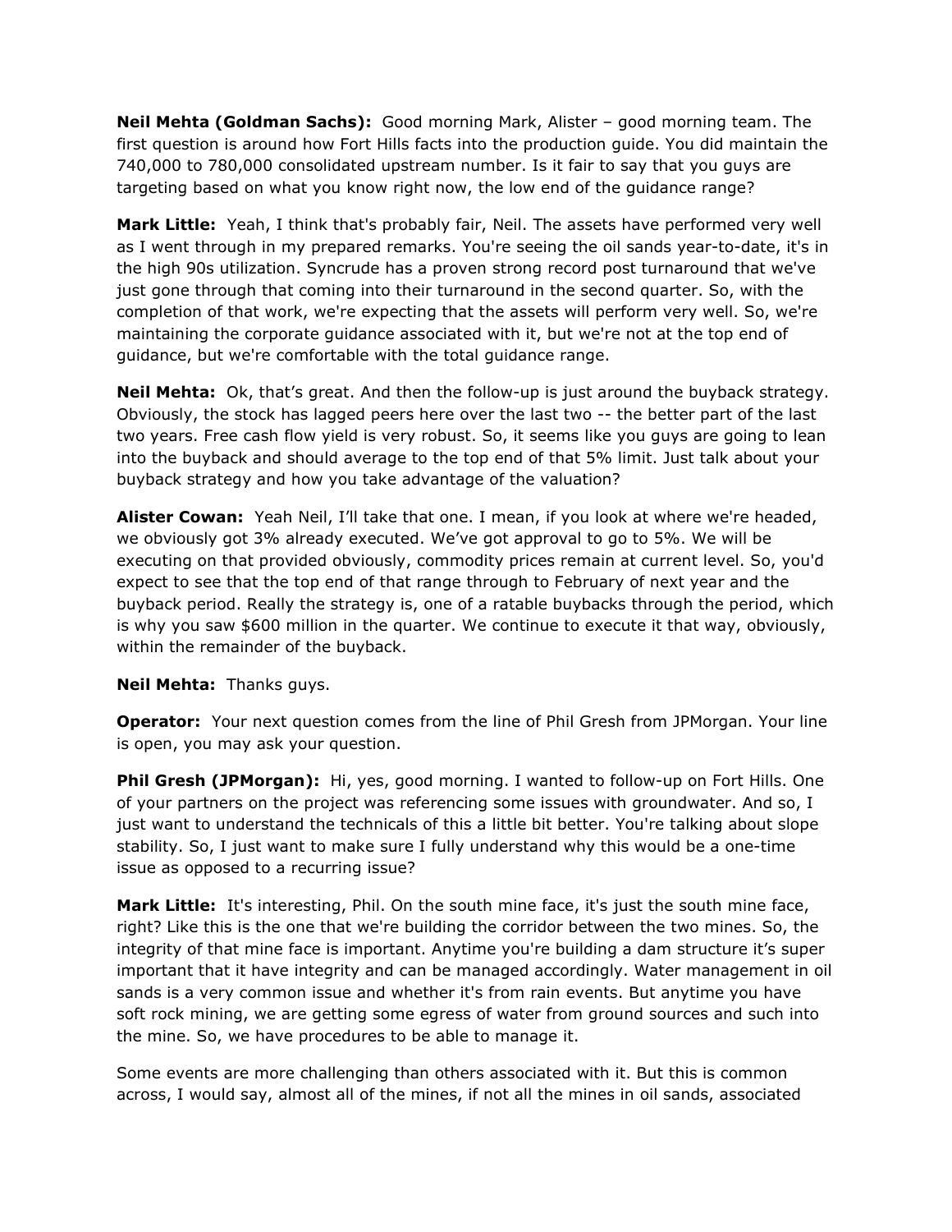**Neil Mehta (Goldman Sachs):** Good morning Mark, Alister – good morning team. The first question is around how Fort Hills facts into the production guide. You did maintain the 740,000 to 780,000 consolidated upstream number. Is it fair to say that you guys are targeting based on what you know right now, the low end of the guidance range?

**Mark Little:** Yeah, I think that's probably fair, Neil. The assets have performed very well as I went through in my prepared remarks. You're seeing the oil sands year-to-date, it's in the high 90s utilization. Syncrude has a proven strong record post turnaround that we've just gone through that coming into their turnaround in the second quarter. So, with the completion of that work, we're expecting that the assets will perform very well. So, we're maintaining the corporate guidance associated with it, but we're not at the top end of guidance, but we're comfortable with the total guidance range.

**Neil Mehta:** Ok, that's great. And then the follow-up is just around the buyback strategy. Obviously, the stock has lagged peers here over the last two -- the better part of the last two years. Free cash flow yield is very robust. So, it seems like you guys are going to lean into the buyback and should average to the top end of that 5% limit. Just talk about your buyback strategy and how you take advantage of the valuation?

**Alister Cowan:** Yeah Neil, I'll take that one. I mean, if you look at where we're headed, we obviously got 3% already executed. We've got approval to go to 5%. We will be executing on that provided obviously, commodity prices remain at current level. So, you'd expect to see that the top end of that range through to February of next year and the buyback period. Really the strategy is, one of a ratable buybacks through the period, which is why you saw $600 million in the quarter. We continue to execute it that way, obviously, within the remainder of the buyback.

**Neil Mehta:** Thanks guys.

**Operator:** Your next question comes from the line of Phil Gresh from JPMorgan. Your line is open, you may ask your question.

**Phil Gresh (JPMorgan):** Hi, yes, good morning. I wanted to follow-up on Fort Hills. One of your partners on the project was referencing some issues with groundwater. And so, I just want to understand the technicals of this a little bit better. You're talking about slope stability. So, I just want to make sure I fully understand why this would be a one-time issue as opposed to a recurring issue?

**Mark Little:** It's interesting, Phil. On the south mine face, it's just the south mine face, right? Like this is the one that we're building the corridor between the two mines. So, the integrity of that mine face is important. Anytime you're building a dam structure it's super important that it have integrity and can be managed accordingly. Water management in oil sands is a very common issue and whether it's from rain events. But anytime you have soft rock mining, we are getting some egress of water from ground sources and such into the mine. So, we have procedures to be able to manage it.

Some events are more challenging than others associated with it. But this is common across, I would say, almost all of the mines, if not all the mines in oil sands, associated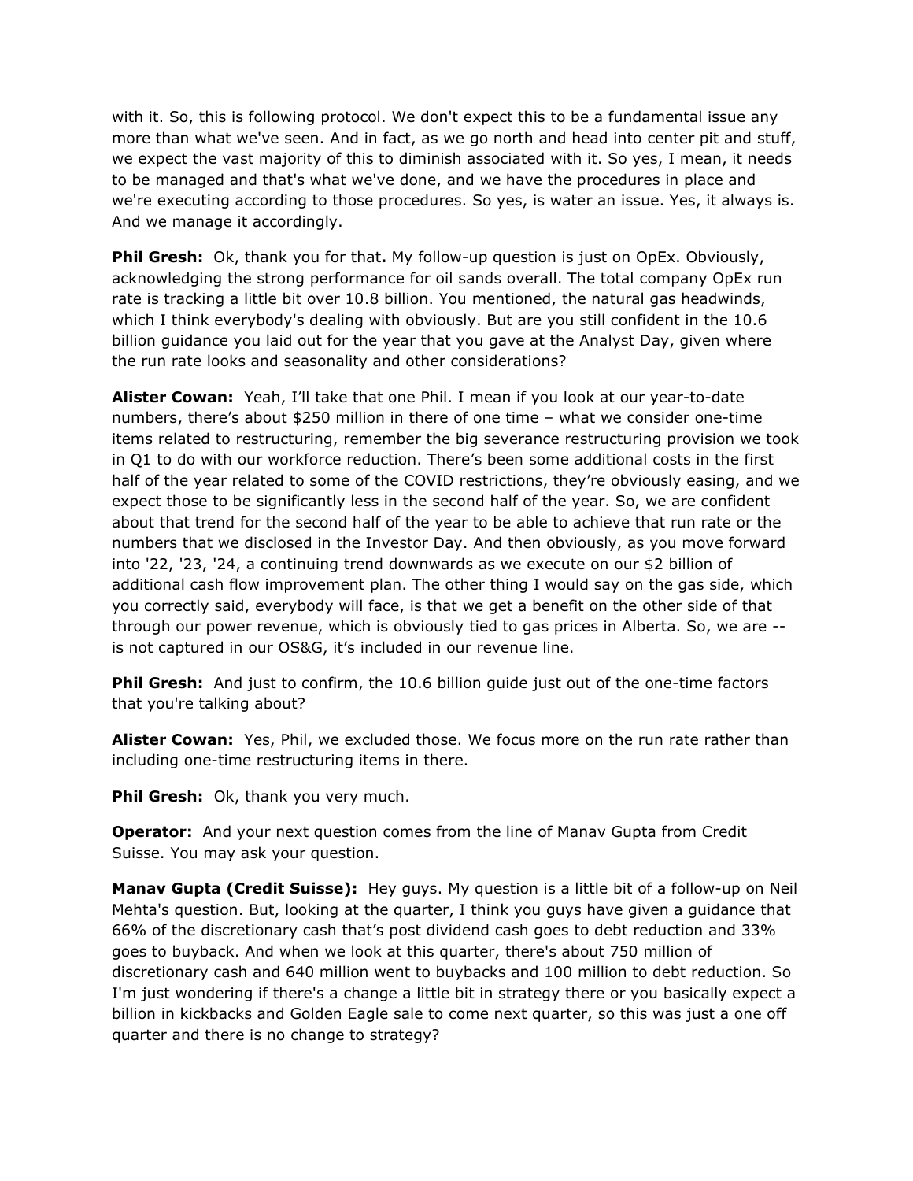with it. So, this is following protocol. We don't expect this to be a fundamental issue any more than what we've seen. And in fact, as we go north and head into center pit and stuff, we expect the vast majority of this to diminish associated with it. So yes, I mean, it needs to be managed and that's what we've done, and we have the procedures in place and we're executing according to those procedures. So yes, is water an issue. Yes, it always is. And we manage it accordingly.

**Phil Gresh:** Ok, thank you for that**.** My follow-up question is just on OpEx. Obviously, acknowledging the strong performance for oil sands overall. The total company OpEx run rate is tracking a little bit over 10.8 billion. You mentioned, the natural gas headwinds, which I think everybody's dealing with obviously. But are you still confident in the 10.6 billion guidance you laid out for the year that you gave at the Analyst Day, given where the run rate looks and seasonality and other considerations?

**Alister Cowan:** Yeah, I'll take that one Phil. I mean if you look at our year-to-date numbers, there's about $250 million in there of one time – what we consider one-time items related to restructuring, remember the big severance restructuring provision we took in Q1 to do with our workforce reduction. There's been some additional costs in the first half of the year related to some of the COVID restrictions, they're obviously easing, and we expect those to be significantly less in the second half of the year. So, we are confident about that trend for the second half of the year to be able to achieve that run rate or the numbers that we disclosed in the Investor Day. And then obviously, as you move forward into '22, '23, '24, a continuing trend downwards as we execute on our $2 billion of additional cash flow improvement plan. The other thing I would say on the gas side, which you correctly said, everybody will face, is that we get a benefit on the other side of that through our power revenue, which is obviously tied to gas prices in Alberta. So, we are -- is not captured in our OS&G, it's included in our revenue line.

**Phil Gresh:** And just to confirm, the 10.6 billion guide just out of the one-time factors that you're talking about?

**Alister Cowan:** Yes, Phil, we excluded those. We focus more on the run rate rather than including one-time restructuring items in there.

**Phil Gresh:** Ok, thank you very much.

**Operator:** And your next question comes from the line of Manav Gupta from Credit Suisse. You may ask your question.

**Manav Gupta (Credit Suisse):** Hey guys. My question is a little bit of a follow-up on Neil Mehta's question. But, looking at the quarter, I think you guys have given a guidance that 66% of the discretionary cash that's post dividend cash goes to debt reduction and 33% goes to buyback. And when we look at this quarter, there's about 750 million of discretionary cash and 640 million went to buybacks and 100 million to debt reduction. So I'm just wondering if there's a change a little bit in strategy there or you basically expect a billion in kickbacks and Golden Eagle sale to come next quarter, so this was just a one off quarter and there is no change to strategy?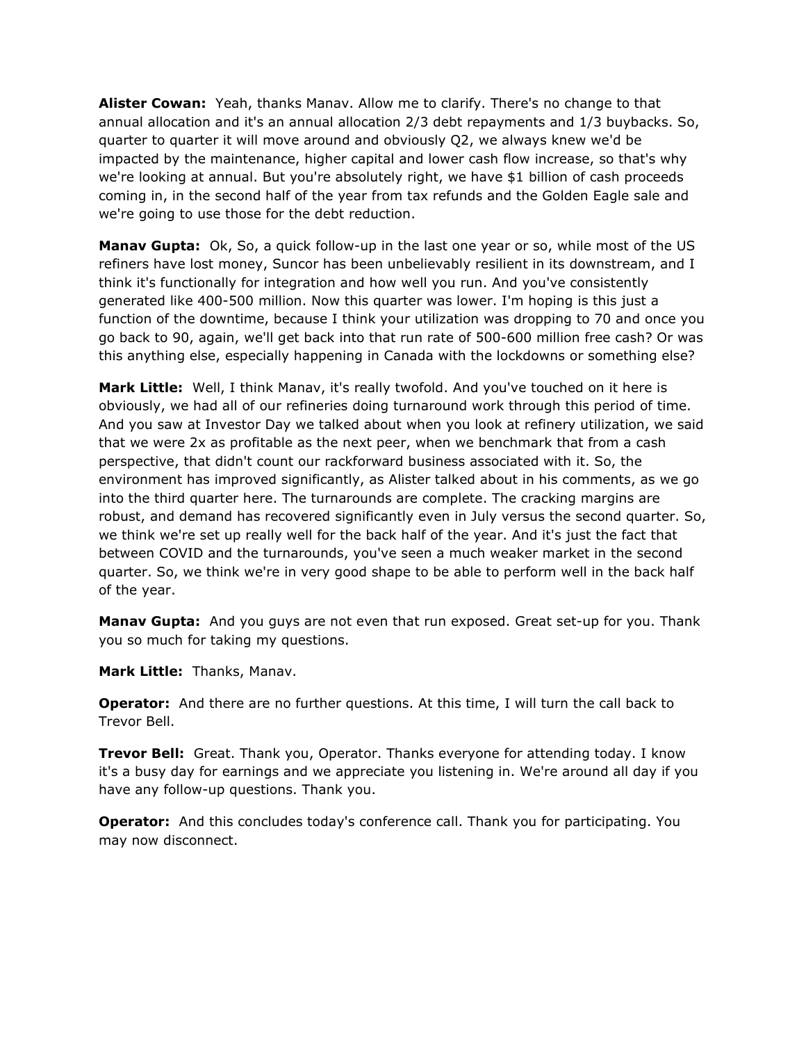**Alister Cowan:** Yeah, thanks Manav. Allow me to clarify. There's no change to that annual allocation and it's an annual allocation 2/3 debt repayments and 1/3 buybacks. So, quarter to quarter it will move around and obviously Q2, we always knew we'd be impacted by the maintenance, higher capital and lower cash flow increase, so that's why we're looking at annual. But you're absolutely right, we have $1 billion of cash proceeds coming in, in the second half of the year from tax refunds and the Golden Eagle sale and we're going to use those for the debt reduction.

**Manav Gupta:** Ok, So, a quick follow-up in the last one year or so, while most of the US refiners have lost money, Suncor has been unbelievably resilient in its downstream, and I think it's functionally for integration and how well you run. And you've consistently generated like 400-500 million. Now this quarter was lower. I'm hoping is this just a function of the downtime, because I think your utilization was dropping to 70 and once you go back to 90, again, we'll get back into that run rate of 500-600 million free cash? Or was this anything else, especially happening in Canada with the lockdowns or something else?

**Mark Little:** Well, I think Manav, it's really twofold. And you've touched on it here is obviously, we had all of our refineries doing turnaround work through this period of time. And you saw at Investor Day we talked about when you look at refinery utilization, we said that we were 2x as profitable as the next peer, when we benchmark that from a cash perspective, that didn't count our rackforward business associated with it. So, the environment has improved significantly, as Alister talked about in his comments, as we go into the third quarter here. The turnarounds are complete. The cracking margins are robust, and demand has recovered significantly even in July versus the second quarter. So, we think we're set up really well for the back half of the year. And it's just the fact that between COVID and the turnarounds, you've seen a much weaker market in the second quarter. So, we think we're in very good shape to be able to perform well in the back half of the year.

**Manav Gupta:** And you guys are not even that run exposed. Great set-up for you. Thank you so much for taking my questions.

**Mark Little:** Thanks, Manav.

**Operator:** And there are no further questions. At this time, I will turn the call back to Trevor Bell.

**Trevor Bell:** Great. Thank you, Operator. Thanks everyone for attending today. I know it's a busy day for earnings and we appreciate you listening in. We're around all day if you have any follow-up questions. Thank you.

**Operator:** And this concludes today's conference call. Thank you for participating. You may now disconnect.